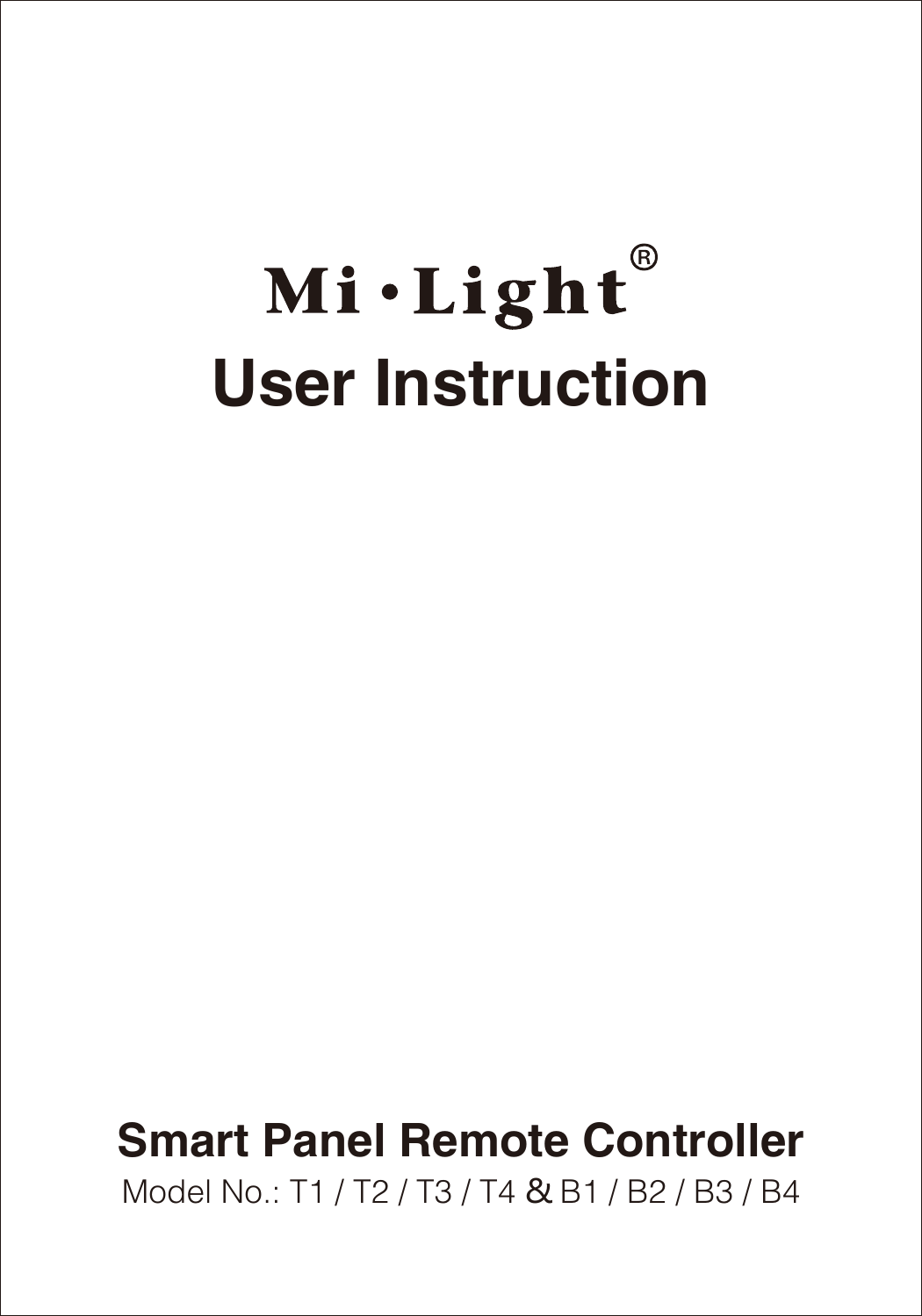# Mi·Light®

# User Instruction

## Smart Panel Remote Controller

Model No.: T1 / T2 / T3 / T4 & B1 / B2 / B3 / B4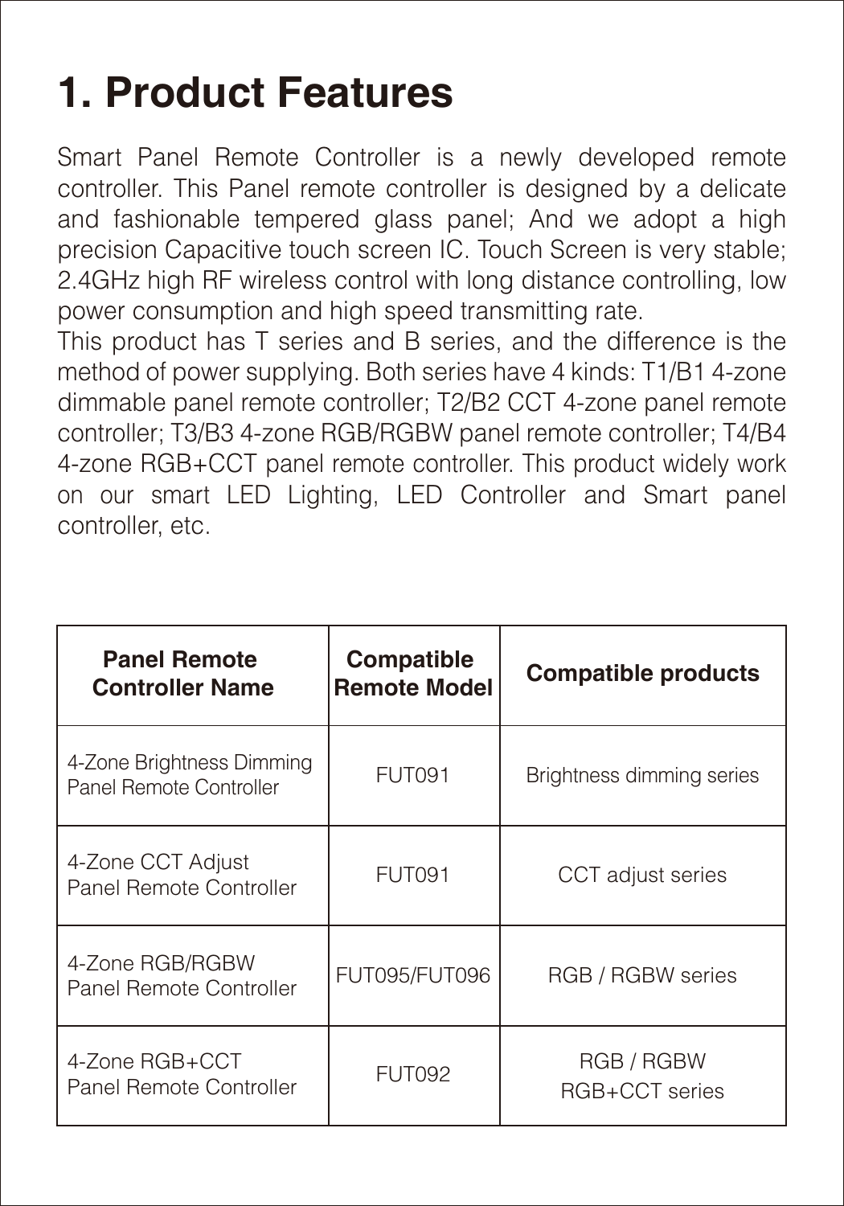# 1. Product Features

Smart Panel Remote Controller is a newly developed remote controller. This Panel remote controller is designed by a delicate and fashionable tempered glass panel; And we adopt a high precision Capacitive touch screen IC. Touch Screen is very stable; 2.4GHz high RF wireless control with long distance controlling, low power consumption and high speed transmitting rate.
This product has T series and B series, and the difference is the method of power supplying. Both series have 4 kinds: T1/B1 4-zone dimmable panel remote controller; T2/B2 CCT 4-zone panel remote controller; T3/B3 4-zone RGB/RGBW panel remote controller; T4/B4 4-zone RGB+CCT panel remote controller. This product widely work on our smart LED Lighting, LED Controller and Smart panel controller, etc.

| Panel Remote Controller Name | Compatible Remote Model | Compatible products |
|---|---|---|
| 4-Zone Brightness Dimming Panel Remote Controller | FUT091 | Brightness dimming series |
| 4-Zone CCT Adjust Panel Remote Controller | FUT091 | CCT adjust series |
| 4-Zone RGB/RGBW Panel Remote Controller | FUT095/FUT096 | RGB / RGBW series |
| 4-Zone RGB+CCT Panel Remote Controller | FUT092 | RGB / RGBW RGB+CCT series |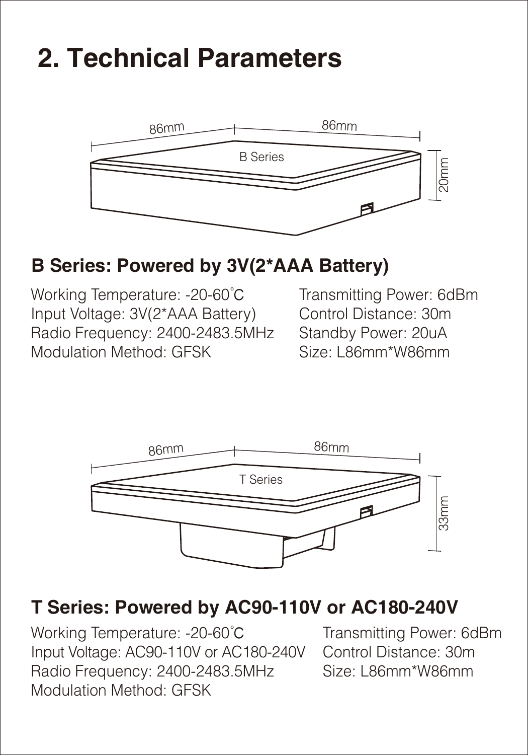# 2. Technical Parameters

86mm 86mm

B Series

20mm

## B Series: Powered by 3V(2*AAA Battery)

Working Temperature: -20-60˚C
Input Voltage: 3V(2*AAA Battery)
Radio Frequency: 2400-2483.5MHz
Modulation Method: GFSK
Transmitting Power: 6dBm
Control Distance: 30m
Standby Power: 20uA
Size: L86mm*W86mm

86mm 86mm

T Series

33mm

## T Series: Powered by AC90-110V or AC180-240V

Working Temperature: -20-60˚C
Input Voltage: AC90-110V or AC180-240V
Radio Frequency: 2400-2483.5MHz
Modulation Method: GFSK
Transmitting Power: 6dBm
Control Distance: 30m
Size: L86mm*W86mm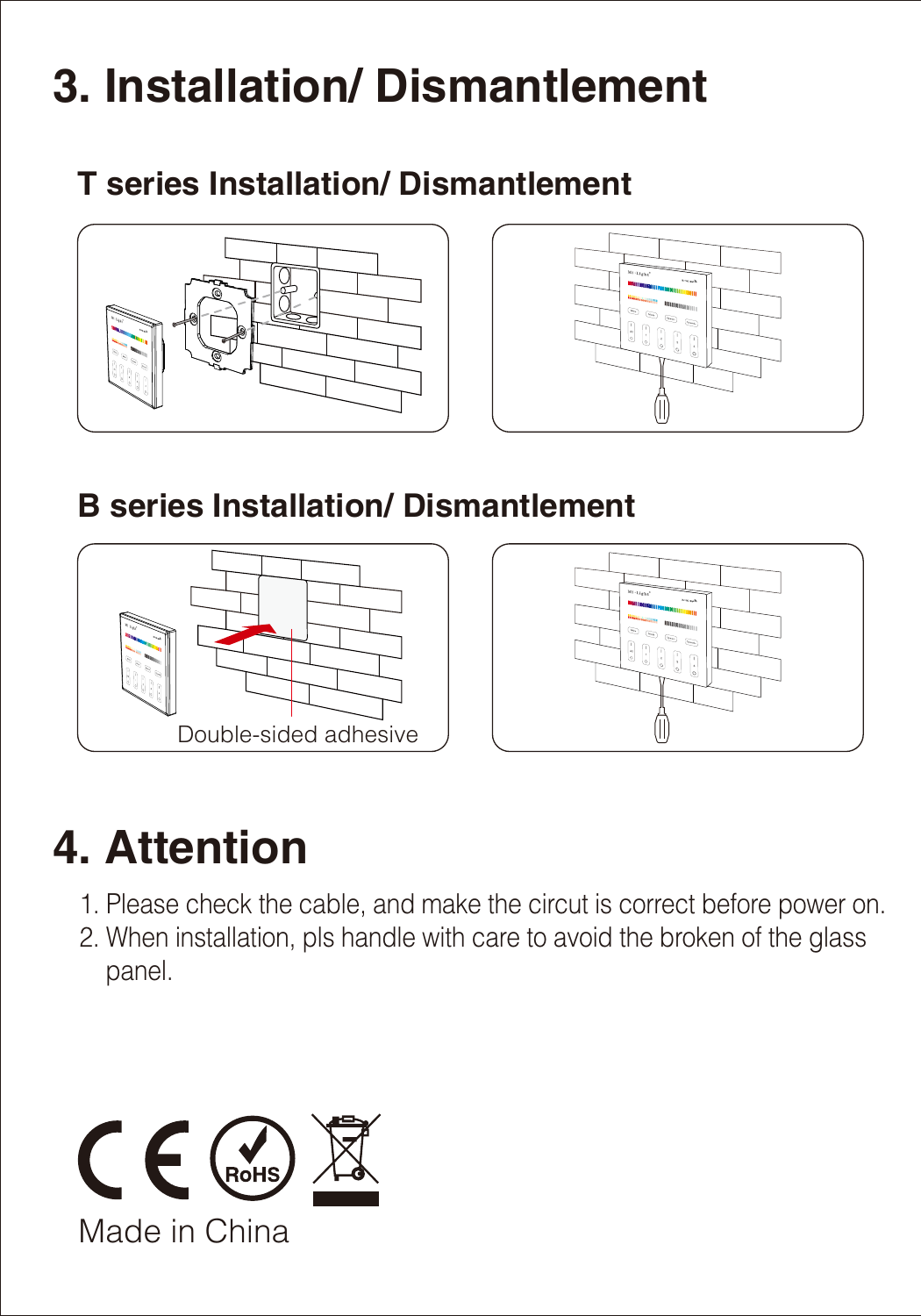# 3. Installation/ Dismantlement

## T series Installation/ Dismantlement

## B series Installation/ Dismantlement

Double-sided adhesive

# 4. Attention

1. Please check the cable, and make the circut is correct before power on.
2. When installation, pls handle with care to avoid the broken of the glass panel.

Made in China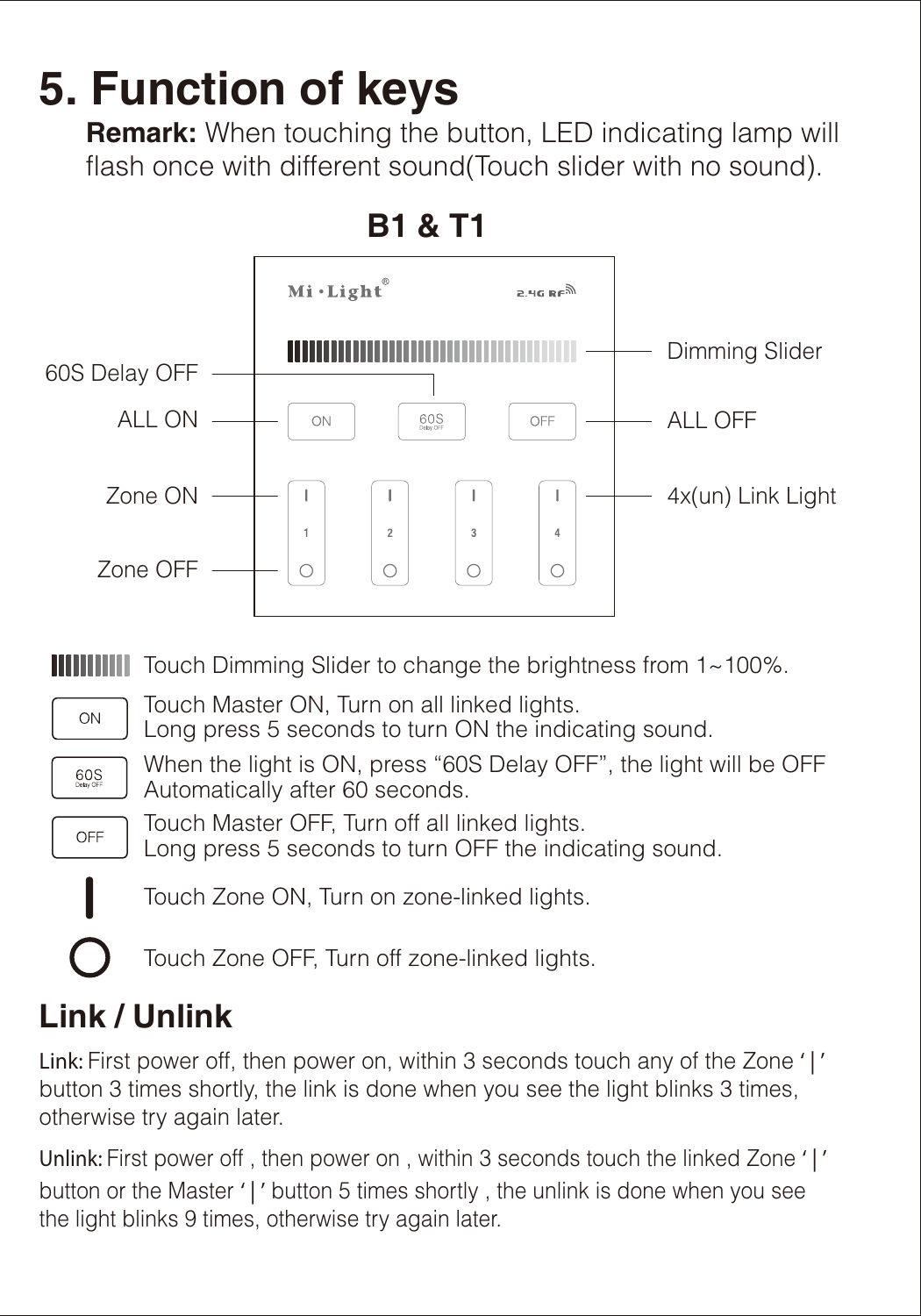# 5. Function of keys

**Remark:** When touching the button, LED indicating lamp will flash once with different sound(Touch slider with no sound).

## B1 & T1

Mi·Light® 2.4G RF

- 60S Delay OFF
- ALL ON
- Zone ON
- Zone OFF
- Dimming Slider
- ALL OFF
- 4x(un) Link Light

ON | 60S Delay OFF | OFF

1 | 2 | 3 | 4

| Key | Function |
|---|---|
| Dimming Slider | Touch Dimming Slider to change the brightness from 1~100%. |
| ON | Touch Master ON, Turn on all linked lights. Long press 5 seconds to turn ON the indicating sound. |
| 60S Delay OFF | When the light is ON, press “60S Delay OFF”, the light will be OFF Automatically after 60 seconds. |
| OFF | Touch Master OFF, Turn off all linked lights. Long press 5 seconds to turn OFF the indicating sound. |
| I | Touch Zone ON, Turn on zone-linked lights. |
| O | Touch Zone OFF, Turn off zone-linked lights. |

## Link / Unlink

Link: First power off, then power on, within 3 seconds touch any of the Zone ‘|’ button 3 times shortly, the link is done when you see the light blinks 3 times, otherwise try again later.

Unlink: First power off , then power on , within 3 seconds touch the linked Zone ‘|’ button or the Master ‘|’ button 5 times shortly , the unlink is done when you see the light blinks 9 times, otherwise try again later.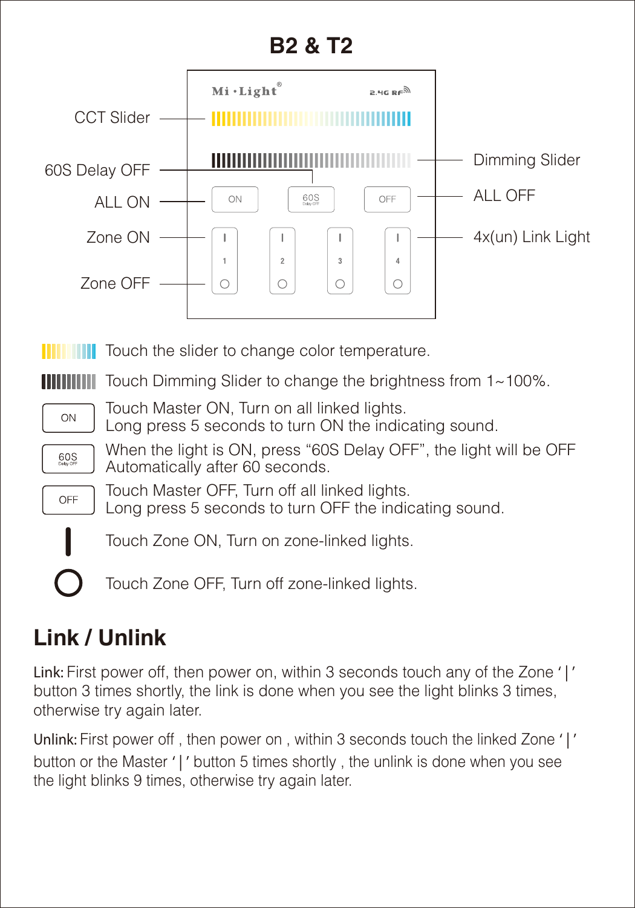# B2 & T2

CCT Slider

60S Delay OFF

ALL ON

Zone ON

Zone OFF

Dimming Slider

ALL OFF

4x(un) Link Light

Touch the slider to change color temperature.

Touch Dimming Slider to change the brightness from 1~100%.

ON — Touch Master ON, Turn on all linked lights.
Long press 5 seconds to turn ON the indicating sound.

60S Delay OFF — When the light is ON, press "60S Delay OFF", the light will be OFF Automatically after 60 seconds.

OFF — Touch Master OFF, Turn off all linked lights.
Long press 5 seconds to turn OFF the indicating sound.

| — Touch Zone ON, Turn on zone-linked lights.

O — Touch Zone OFF, Turn off zone-linked lights.

## Link / Unlink

Link: First power off, then power on, within 3 seconds touch any of the Zone '|' button 3 times shortly, the link is done when you see the light blinks 3 times, otherwise try again later.

Unlink: First power off , then power on , within 3 seconds touch the linked Zone '|' button or the Master '|' button 5 times shortly , the unlink is done when you see the light blinks 9 times, otherwise try again later.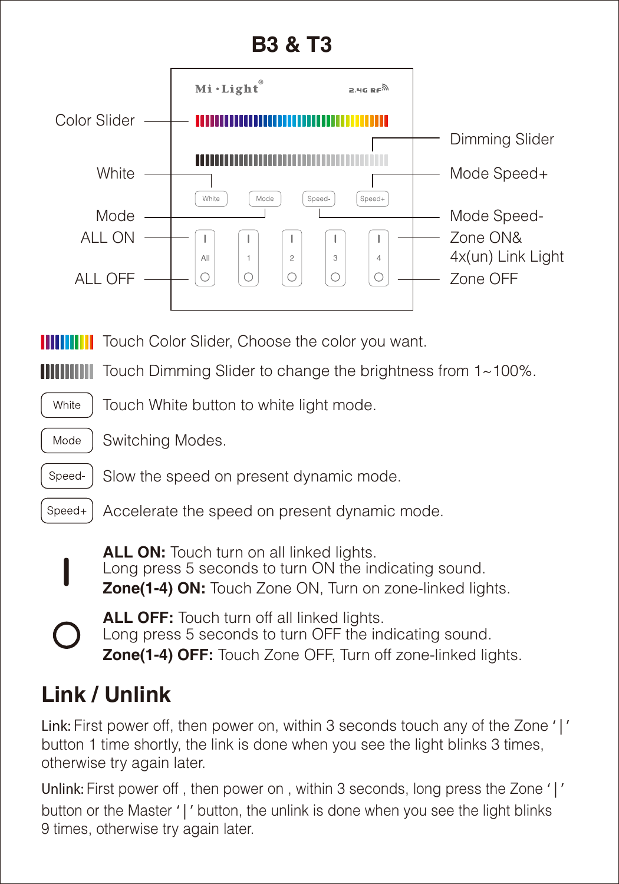# B3 & T3

Color Slider

White

Mode

ALL ON

ALL OFF

Dimming Slider

Mode Speed+

Mode Speed-

Zone ON& 4x(un) Link Light

Zone OFF

Mi·Light®

2.4G RF

White | Mode | Speed- | Speed+

All | 1 | 2 | 3 | 4

Touch Color Slider, Choose the color you want.

Touch Dimming Slider to change the brightness from 1~100%.

White — Touch White button to white light mode.

Mode — Switching Modes.

Speed- — Slow the speed on present dynamic mode.

Speed+ — Accelerate the speed on present dynamic mode.

**ALL ON:** Touch turn on all linked lights.
Long press 5 seconds to turn ON the indicating sound.
**Zone(1-4) ON:** Touch Zone ON, Turn on zone-linked lights.

**ALL OFF:** Touch turn off all linked lights.
Long press 5 seconds to turn OFF the indicating sound.
**Zone(1-4) OFF:** Touch Zone OFF, Turn off zone-linked lights.

## Link / Unlink

Link: First power off, then power on, within 3 seconds touch any of the Zone '|' button 1 time shortly, the link is done when you see the light blinks 3 times, otherwise try again later.

Unlink: First power off , then power on , within 3 seconds, long press the Zone '|' button or the Master '|' button, the unlink is done when you see the light blinks 9 times, otherwise try again later.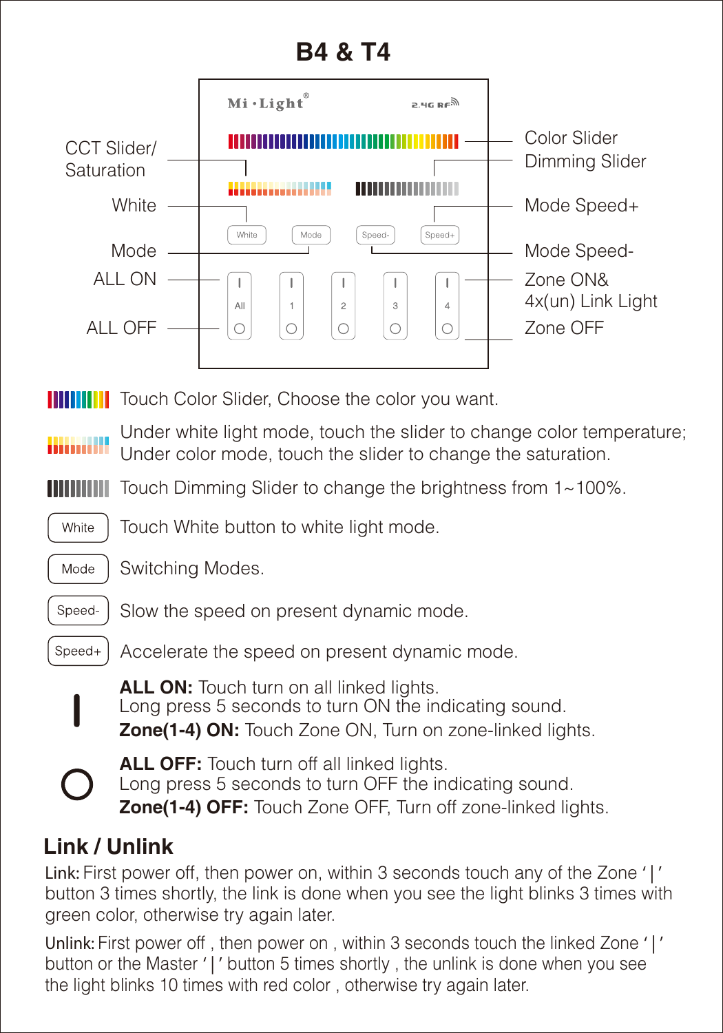# B4 & T4

Mi·Light®
2.4G RF

CCT Slider/ Saturation
White
Mode
ALL ON
ALL OFF
Color Slider
Dimming Slider
Mode Speed+
Mode Speed-
Zone ON& 4x(un) Link Light
Zone OFF

White
Mode
Speed-
Speed+
All
1
2
3
4

Touch Color Slider, Choose the color you want.

Under white light mode, touch the slider to change color temperature; Under color mode, touch the slider to change the saturation.

Touch Dimming Slider to change the brightness from 1~100%.

**White** Touch White button to white light mode.

**Mode** Switching Modes.

**Speed-** Slow the speed on present dynamic mode.

**Speed+** Accelerate the speed on present dynamic mode.

**ALL ON:** Touch turn on all linked lights.
Long press 5 seconds to turn ON the indicating sound.
**Zone(1-4) ON:** Touch Zone ON, Turn on zone-linked lights.

**ALL OFF:** Touch turn off all linked lights.
Long press 5 seconds to turn OFF the indicating sound.
**Zone(1-4) OFF:** Touch Zone OFF, Turn off zone-linked lights.

## Link / Unlink

Link: First power off, then power on, within 3 seconds touch any of the Zone '|' button 3 times shortly, the link is done when you see the light blinks 3 times with green color, otherwise try again later.

Unlink: First power off , then power on , within 3 seconds touch the linked Zone '|' button or the Master '|' button 5 times shortly , the unlink is done when you see the light blinks 10 times with red color , otherwise try again later.